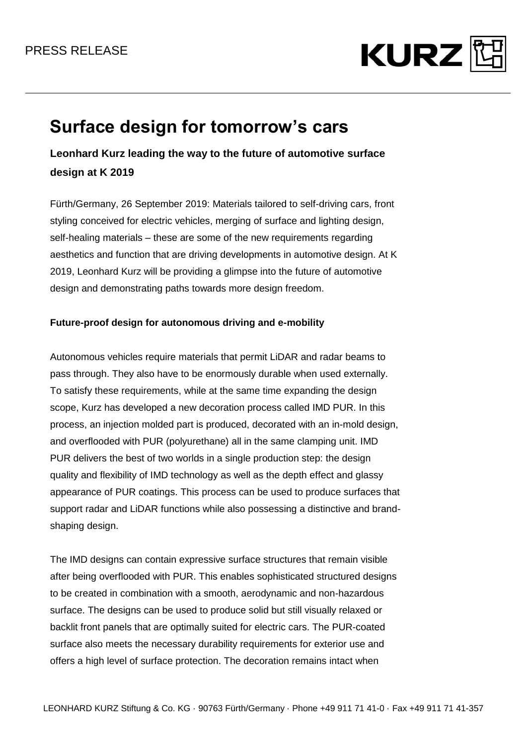PRESS RELEASE

# Surface design for tomorrow's cars

### Leonhard Kurz leading the way to the future of automotive surface design at K 2019

Fürth/Germany, 26 September 2019: Materials tailored to self-driving cars, front styling conceived for electric vehicles, merging of surface and lighting design, self-healing materials – these are some of the new requirements regarding aesthetics and function that are driving developments in automotive design. At K 2019, Leonhard Kurz will be providing a glimpse into the future of automotive design and demonstrating paths towards more design freedom.

**Future-proof design for autonomous driving and e-mobility**

Autonomous vehicles require materials that permit LiDAR and radar beams to pass through. They also have to be enormously durable when used externally. To satisfy these requirements, while at the same time expanding the design scope, Kurz has developed a new decoration process called IMD PUR. In this process, an injection molded part is produced, decorated with an in-mold design, and overflooded with PUR (polyurethane) all in the same clamping unit. IMD PUR delivers the best of two worlds in a single production step: the design quality and flexibility of IMD technology as well as the depth effect and glassy appearance of PUR coatings. This process can be used to produce surfaces that support radar and LiDAR functions while also possessing a distinctive and brand-shaping design.

The IMD designs can contain expressive surface structures that remain visible after being overflooded with PUR. This enables sophisticated structured designs to be created in combination with a smooth, aerodynamic and non-hazardous surface. The designs can be used to produce solid but still visually relaxed or backlit front panels that are optimally suited for electric cars. The PUR-coated surface also meets the necessary durability requirements for exterior use and offers a high level of surface protection. The decoration remains intact when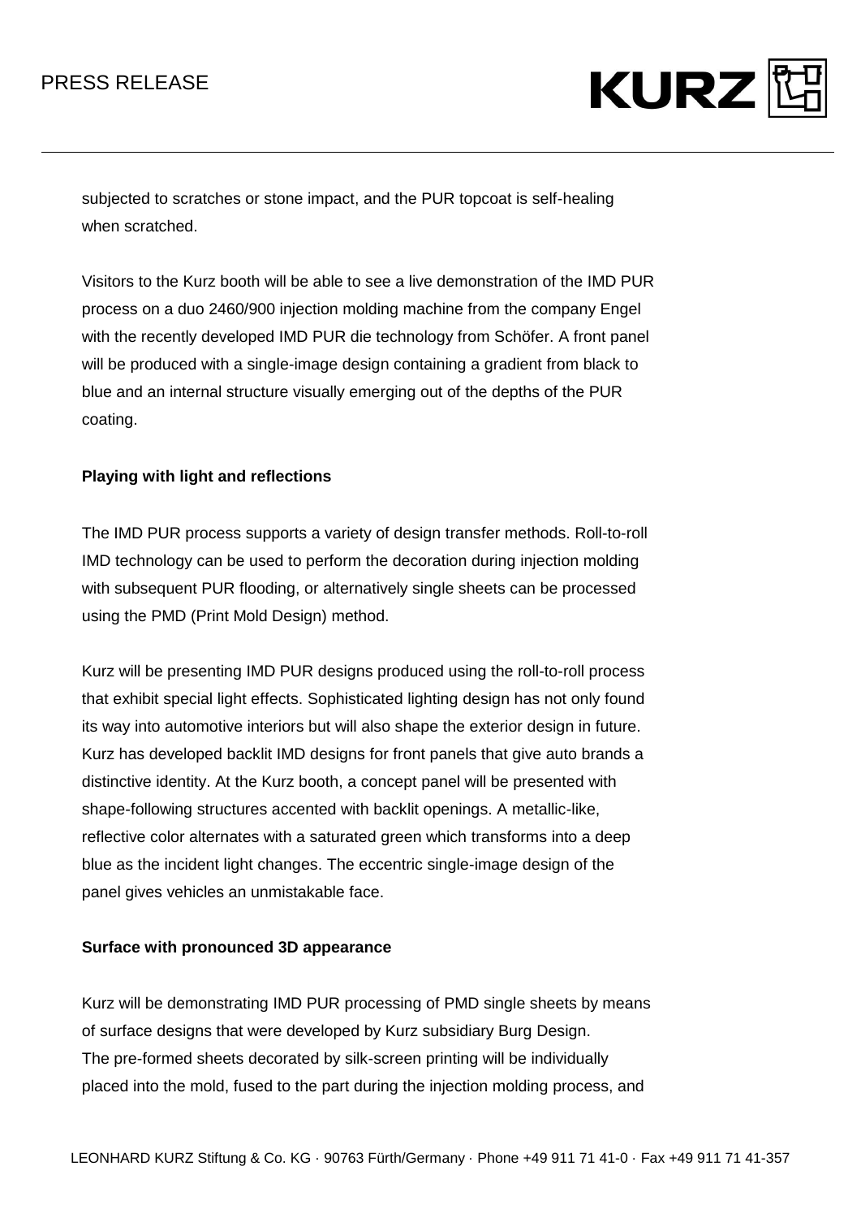subjected to scratches or stone impact, and the PUR topcoat is self-healing when scratched.

Visitors to the Kurz booth will be able to see a live demonstration of the IMD PUR process on a duo 2460/900 injection molding machine from the company Engel with the recently developed IMD PUR die technology from Schöfer. A front panel will be produced with a single-image design containing a gradient from black to blue and an internal structure visually emerging out of the depths of the PUR coating.

**Playing with light and reflections**

The IMD PUR process supports a variety of design transfer methods. Roll-to-roll IMD technology can be used to perform the decoration during injection molding with subsequent PUR flooding, or alternatively single sheets can be processed using the PMD (Print Mold Design) method.

Kurz will be presenting IMD PUR designs produced using the roll-to-roll process that exhibit special light effects. Sophisticated lighting design has not only found its way into automotive interiors but will also shape the exterior design in future. Kurz has developed backlit IMD designs for front panels that give auto brands a distinctive identity. At the Kurz booth, a concept panel will be presented with shape-following structures accented with backlit openings. A metallic-like, reflective color alternates with a saturated green which transforms into a deep blue as the incident light changes. The eccentric single-image design of the panel gives vehicles an unmistakable face.

**Surface with pronounced 3D appearance**

Kurz will be demonstrating IMD PUR processing of PMD single sheets by means of surface designs that were developed by Kurz subsidiary Burg Design. The pre-formed sheets decorated by silk-screen printing will be individually placed into the mold, fused to the part during the injection molding process, and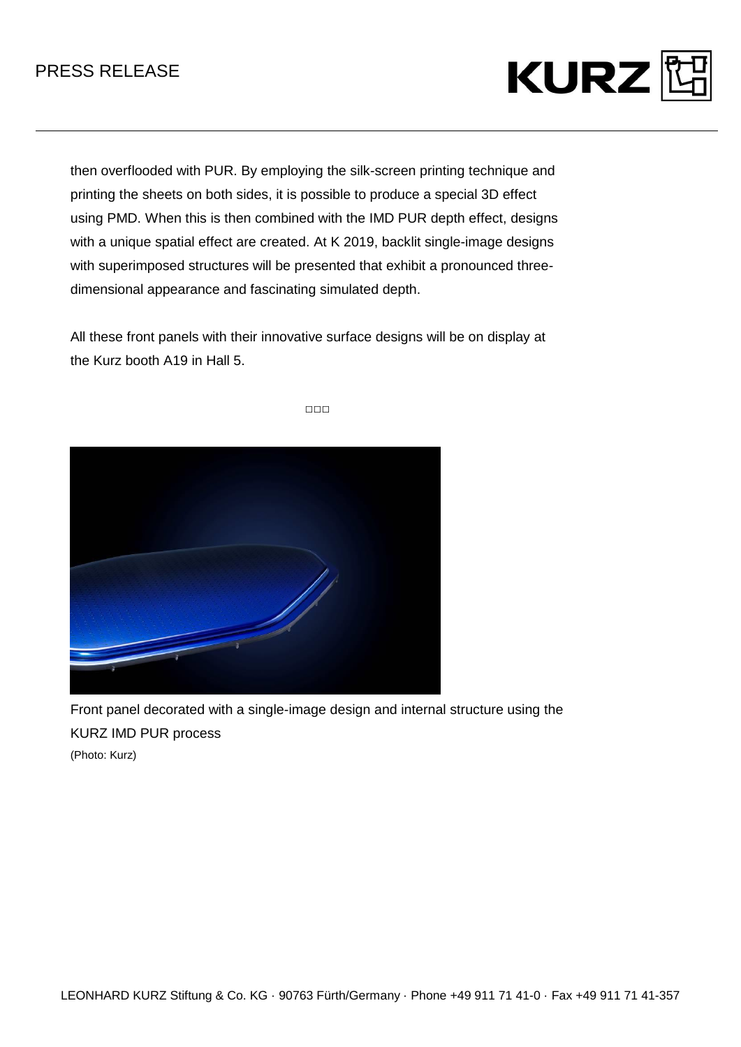then overflooded with PUR. By employing the silk-screen printing technique and printing the sheets on both sides, it is possible to produce a special 3D effect using PMD. When this is then combined with the IMD PUR depth effect, designs with a unique spatial effect are created. At K 2019, backlit single-image designs with superimposed structures will be presented that exhibit a pronounced three-dimensional appearance and fascinating simulated depth.

All these front panels with their innovative surface designs will be on display at the Kurz booth A19 in Hall 5.

□□□

Front panel decorated with a single-image design and internal structure using the KURZ IMD PUR process
(Photo: Kurz)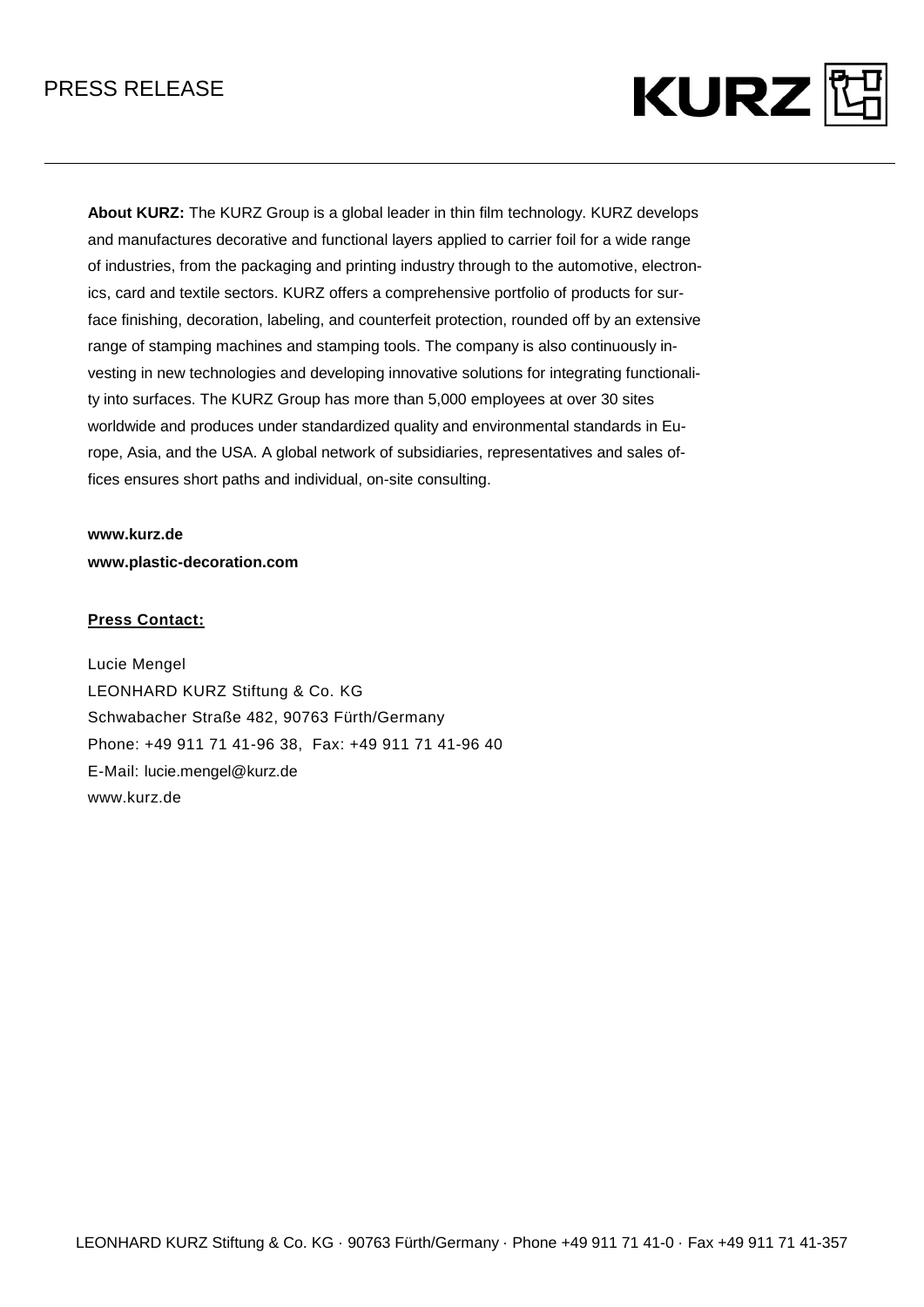**About KURZ:** The KURZ Group is a global leader in thin film technology. KURZ develops and manufactures decorative and functional layers applied to carrier foil for a wide range of industries, from the packaging and printing industry through to the automotive, electronics, card and textile sectors. KURZ offers a comprehensive portfolio of products for surface finishing, decoration, labeling, and counterfeit protection, rounded off by an extensive range of stamping machines and stamping tools. The company is also continuously investing in new technologies and developing innovative solutions for integrating functionality into surfaces. The KURZ Group has more than 5,000 employees at over 30 sites worldwide and produces under standardized quality and environmental standards in Europe, Asia, and the USA. A global network of subsidiaries, representatives and sales offices ensures short paths and individual, on-site consulting.

**www.kurz.de**
**www.plastic-decoration.com**

**Press Contact:**

Lucie Mengel
LEONHARD KURZ Stiftung & Co. KG
Schwabacher Straße 482, 90763 Fürth/Germany
Phone: +49 911 71 41-96 38, Fax: +49 911 71 41-96 40
E-Mail: lucie.mengel@kurz.de
www.kurz.de